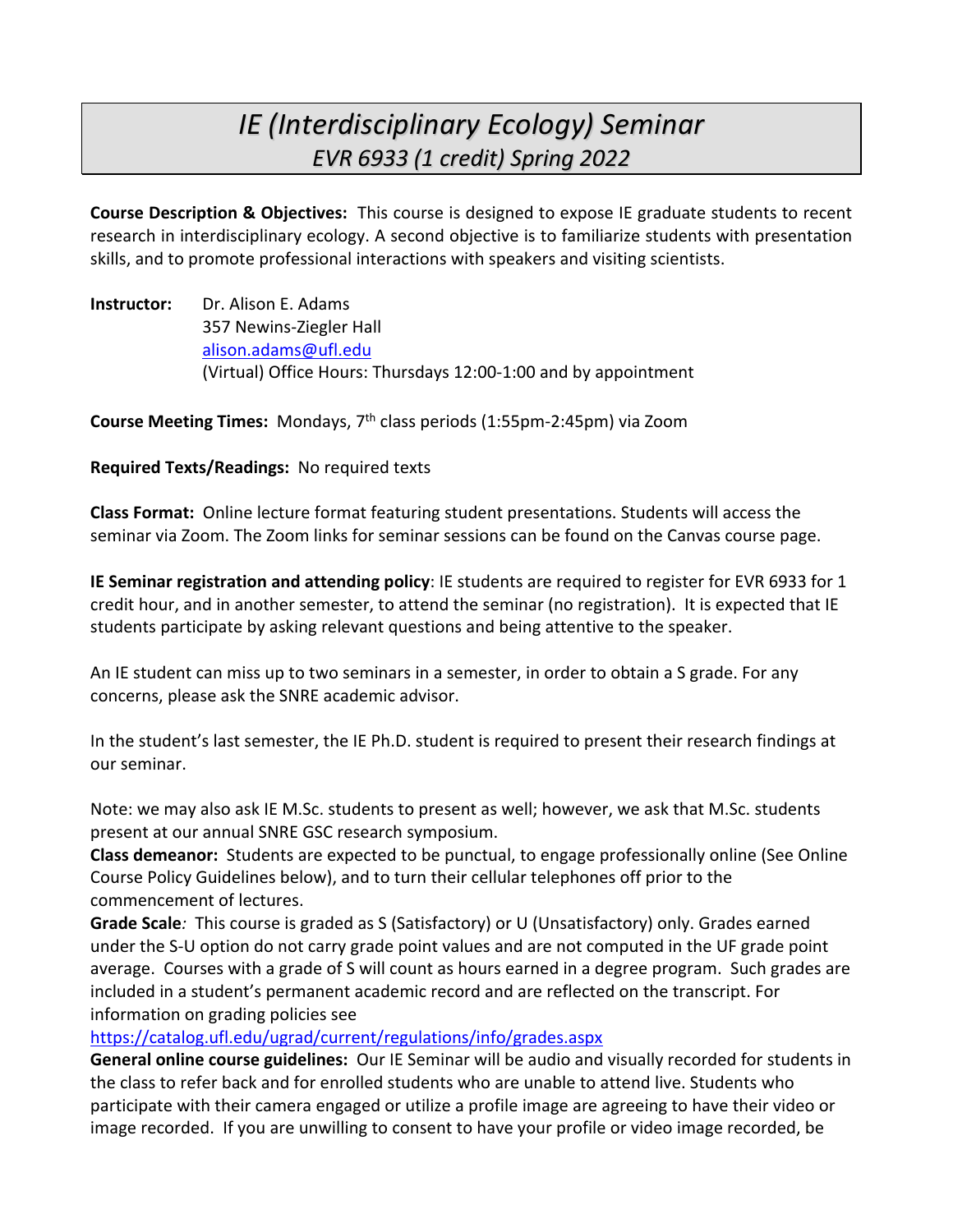# *IE (Interdisciplinary Ecology) Seminar*
## *EVR 6933 (1 credit) Spring 2022*

**Course Description & Objectives:** This course is designed to expose IE graduate students to recent research in interdisciplinary ecology. A second objective is to familiarize students with presentation skills, and to promote professional interactions with speakers and visiting scientists.

**Instructor:** Dr. Alison E. Adams
357 Newins-Ziegler Hall
alison.adams@ufl.edu
(Virtual) Office Hours: Thursdays 12:00-1:00 and by appointment

**Course Meeting Times:** Mondays, 7th class periods (1:55pm-2:45pm) via Zoom

**Required Texts/Readings:** No required texts

**Class Format:** Online lecture format featuring student presentations. Students will access the seminar via Zoom. The Zoom links for seminar sessions can be found on the Canvas course page.

**IE Seminar registration and attending policy**: IE students are required to register for EVR 6933 for 1 credit hour, and in another semester, to attend the seminar (no registration). It is expected that IE students participate by asking relevant questions and being attentive to the speaker.

An IE student can miss up to two seminars in a semester, in order to obtain a S grade. For any concerns, please ask the SNRE academic advisor.

In the student's last semester, the IE Ph.D. student is required to present their research findings at our seminar.

Note: we may also ask IE M.Sc. students to present as well; however, we ask that M.Sc. students present at our annual SNRE GSC research symposium.

**Class demeanor:** Students are expected to be punctual, to engage professionally online (See Online Course Policy Guidelines below), and to turn their cellular telephones off prior to the commencement of lectures.

**Grade Scale***:* This course is graded as S (Satisfactory) or U (Unsatisfactory) only. Grades earned under the S-U option do not carry grade point values and are not computed in the UF grade point average. Courses with a grade of S will count as hours earned in a degree program. Such grades are included in a student's permanent academic record and are reflected on the transcript. For information on grading policies see
https://catalog.ufl.edu/ugrad/current/regulations/info/grades.aspx

**General online course guidelines:** Our IE Seminar will be audio and visually recorded for students in the class to refer back and for enrolled students who are unable to attend live. Students who participate with their camera engaged or utilize a profile image are agreeing to have their video or image recorded. If you are unwilling to consent to have your profile or video image recorded, be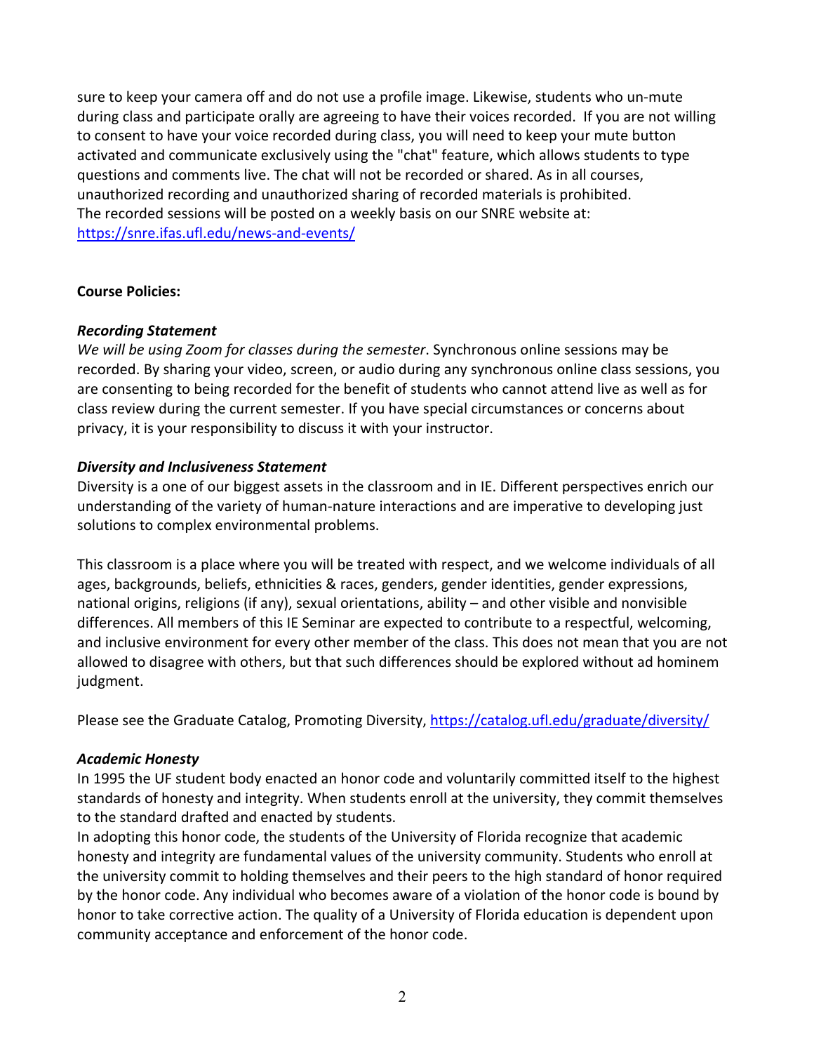sure to keep your camera off and do not use a profile image. Likewise, students who un-mute during class and participate orally are agreeing to have their voices recorded. If you are not willing to consent to have your voice recorded during class, you will need to keep your mute button activated and communicate exclusively using the "chat" feature, which allows students to type questions and comments live. The chat will not be recorded or shared. As in all courses, unauthorized recording and unauthorized sharing of recorded materials is prohibited. The recorded sessions will be posted on a weekly basis on our SNRE website at: https://snre.ifas.ufl.edu/news-and-events/

**Course Policies:**

***Recording Statement***

*We will be using Zoom for classes during the semester*. Synchronous online sessions may be recorded. By sharing your video, screen, or audio during any synchronous online class sessions, you are consenting to being recorded for the benefit of students who cannot attend live as well as for class review during the current semester. If you have special circumstances or concerns about privacy, it is your responsibility to discuss it with your instructor.

***Diversity and Inclusiveness Statement***

Diversity is a one of our biggest assets in the classroom and in IE. Different perspectives enrich our understanding of the variety of human-nature interactions and are imperative to developing just solutions to complex environmental problems.

This classroom is a place where you will be treated with respect, and we welcome individuals of all ages, backgrounds, beliefs, ethnicities & races, genders, gender identities, gender expressions, national origins, religions (if any), sexual orientations, ability – and other visible and nonvisible differences. All members of this IE Seminar are expected to contribute to a respectful, welcoming, and inclusive environment for every other member of the class. This does not mean that you are not allowed to disagree with others, but that such differences should be explored without ad hominem judgment.

Please see the Graduate Catalog, Promoting Diversity, https://catalog.ufl.edu/graduate/diversity/

***Academic Honesty***

In 1995 the UF student body enacted an honor code and voluntarily committed itself to the highest standards of honesty and integrity. When students enroll at the university, they commit themselves to the standard drafted and enacted by students.

In adopting this honor code, the students of the University of Florida recognize that academic honesty and integrity are fundamental values of the university community. Students who enroll at the university commit to holding themselves and their peers to the high standard of honor required by the honor code. Any individual who becomes aware of a violation of the honor code is bound by honor to take corrective action. The quality of a University of Florida education is dependent upon community acceptance and enforcement of the honor code.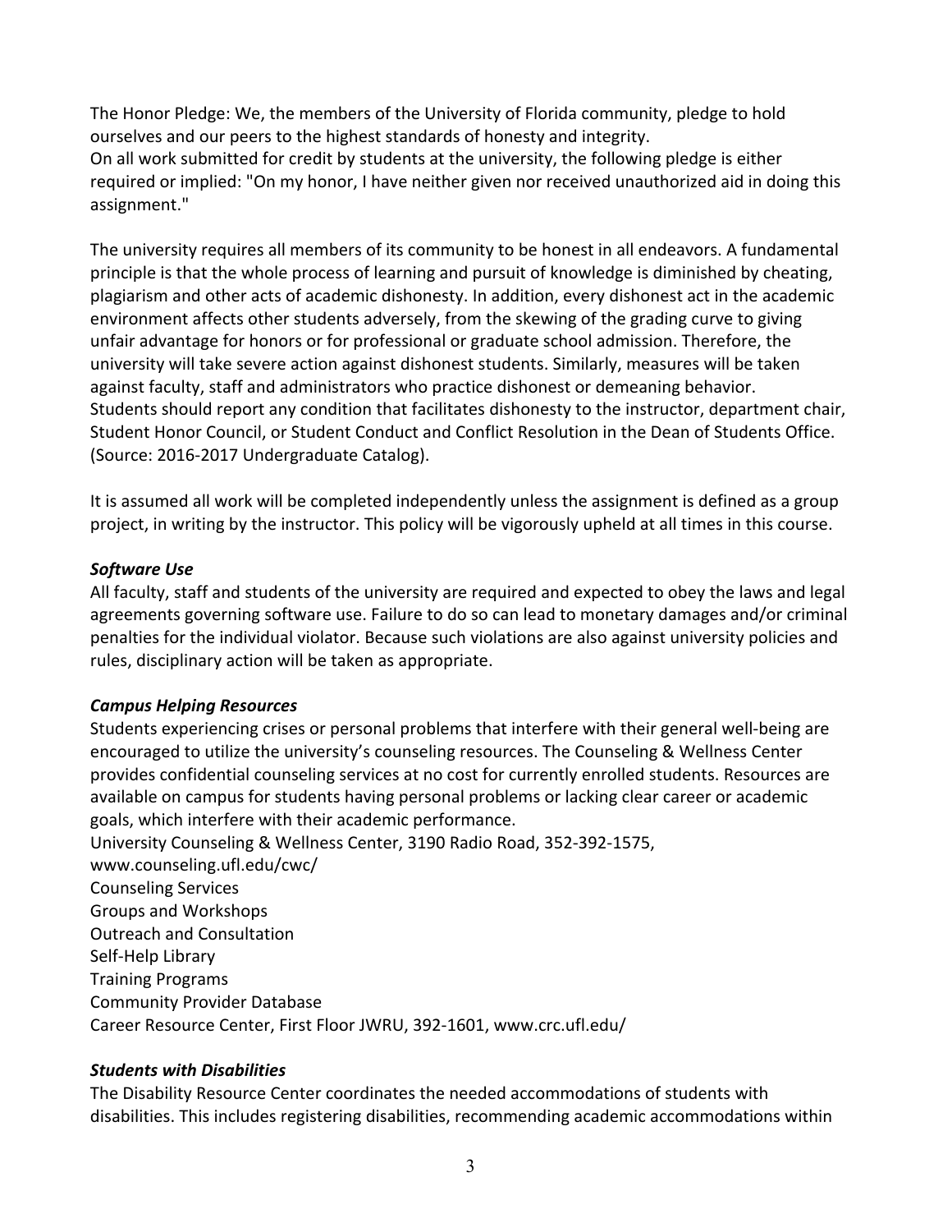The Honor Pledge: We, the members of the University of Florida community, pledge to hold ourselves and our peers to the highest standards of honesty and integrity.
On all work submitted for credit by students at the university, the following pledge is either required or implied: "On my honor, I have neither given nor received unauthorized aid in doing this assignment."

The university requires all members of its community to be honest in all endeavors. A fundamental principle is that the whole process of learning and pursuit of knowledge is diminished by cheating, plagiarism and other acts of academic dishonesty. In addition, every dishonest act in the academic environment affects other students adversely, from the skewing of the grading curve to giving unfair advantage for honors or for professional or graduate school admission. Therefore, the university will take severe action against dishonest students. Similarly, measures will be taken against faculty, staff and administrators who practice dishonest or demeaning behavior.
Students should report any condition that facilitates dishonesty to the instructor, department chair, Student Honor Council, or Student Conduct and Conflict Resolution in the Dean of Students Office. (Source: 2016-2017 Undergraduate Catalog).

It is assumed all work will be completed independently unless the assignment is defined as a group project, in writing by the instructor. This policy will be vigorously upheld at all times in this course.

***Software Use***

All faculty, staff and students of the university are required and expected to obey the laws and legal agreements governing software use. Failure to do so can lead to monetary damages and/or criminal penalties for the individual violator. Because such violations are also against university policies and rules, disciplinary action will be taken as appropriate.

***Campus Helping Resources***

Students experiencing crises or personal problems that interfere with their general well-being are encouraged to utilize the university's counseling resources. The Counseling & Wellness Center provides confidential counseling services at no cost for currently enrolled students. Resources are available on campus for students having personal problems or lacking clear career or academic goals, which interfere with their academic performance.
University Counseling & Wellness Center, 3190 Radio Road, 352-392-1575, www.counseling.ufl.edu/cwc/
Counseling Services
Groups and Workshops
Outreach and Consultation
Self-Help Library
Training Programs
Community Provider Database
Career Resource Center, First Floor JWRU, 392-1601, www.crc.ufl.edu/

***Students with Disabilities***

The Disability Resource Center coordinates the needed accommodations of students with disabilities. This includes registering disabilities, recommending academic accommodations within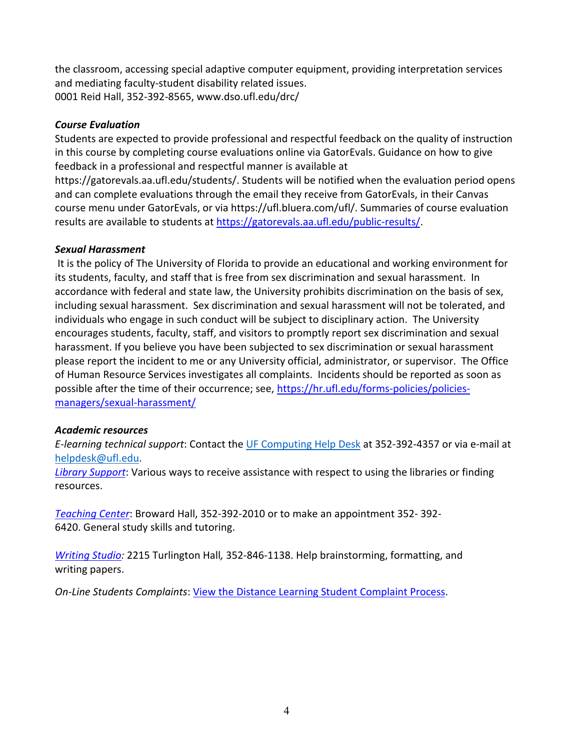the classroom, accessing special adaptive computer equipment, providing interpretation services and mediating faculty-student disability related issues.
0001 Reid Hall, 352-392-8565, www.dso.ufl.edu/drc/

***Course Evaluation***

Students are expected to provide professional and respectful feedback on the quality of instruction in this course by completing course evaluations online via GatorEvals. Guidance on how to give feedback in a professional and respectful manner is available at https://gatorevals.aa.ufl.edu/students/. Students will be notified when the evaluation period opens and can complete evaluations through the email they receive from GatorEvals, in their Canvas course menu under GatorEvals, or via https://ufl.bluera.com/ufl/. Summaries of course evaluation results are available to students at https://gatorevals.aa.ufl.edu/public-results/.

***Sexual Harassment***

It is the policy of The University of Florida to provide an educational and working environment for its students, faculty, and staff that is free from sex discrimination and sexual harassment. In accordance with federal and state law, the University prohibits discrimination on the basis of sex, including sexual harassment. Sex discrimination and sexual harassment will not be tolerated, and individuals who engage in such conduct will be subject to disciplinary action. The University encourages students, faculty, staff, and visitors to promptly report sex discrimination and sexual harassment. If you believe you have been subjected to sex discrimination or sexual harassment please report the incident to me or any University official, administrator, or supervisor. The Office of Human Resource Services investigates all complaints. Incidents should be reported as soon as possible after the time of their occurrence; see, https://hr.ufl.edu/forms-policies/policies-managers/sexual-harassment/

***Academic resources***

*E-learning technical support*: Contact the UF Computing Help Desk at 352-392-4357 or via e-mail at helpdesk@ufl.edu.
*Library Support*: Various ways to receive assistance with respect to using the libraries or finding resources.

*Teaching Center*: Broward Hall, 352-392-2010 or to make an appointment 352- 392-6420. General study skills and tutoring.

*Writing Studio:* 2215 Turlington Hall*,* 352-846-1138. Help brainstorming, formatting, and writing papers.

*On-Line Students Complaints*: View the Distance Learning Student Complaint Process.